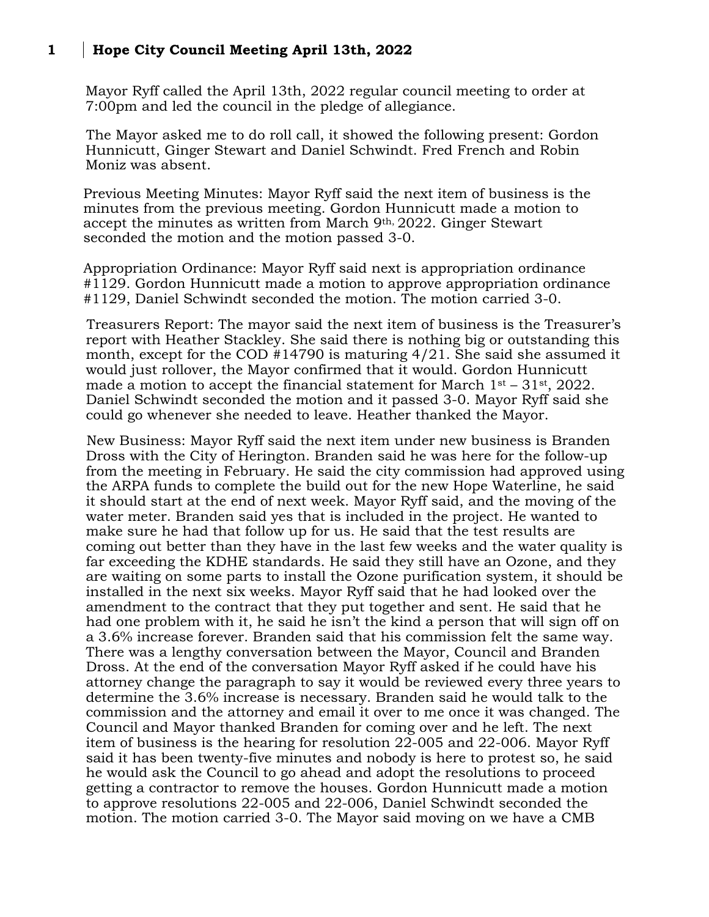# Hope City Council Meeting April 13th, 2022

Mayor Ryff called the April 13th, 2022 regular council meeting to order at 7:00pm and led the council in the pledge of allegiance.

The Mayor asked me to do roll call, it showed the following present: Gordon Hunnicutt, Ginger Stewart and Daniel Schwindt. Fred French and Robin Moniz was absent.

Previous Meeting Minutes: Mayor Ryff said the next item of business is the minutes from the previous meeting. Gordon Hunnicutt made a motion to accept the minutes as written from March 9th, 2022. Ginger Stewart seconded the motion and the motion passed 3-0.

Appropriation Ordinance: Mayor Ryff said next is appropriation ordinance #1129. Gordon Hunnicutt made a motion to approve appropriation ordinance #1129, Daniel Schwindt seconded the motion. The motion carried 3-0.

Treasurers Report: The mayor said the next item of business is the Treasurer's report with Heather Stackley. She said there is nothing big or outstanding this month, except for the COD #14790 is maturing 4/21. She said she assumed it would just rollover, the Mayor confirmed that it would. Gordon Hunnicutt made a motion to accept the financial statement for March 1st – 31st, 2022. Daniel Schwindt seconded the motion and it passed 3-0. Mayor Ryff said she could go whenever she needed to leave. Heather thanked the Mayor.

New Business: Mayor Ryff said the next item under new business is Branden Dross with the City of Herington. Branden said he was here for the follow-up from the meeting in February. He said the city commission had approved using the ARPA funds to complete the build out for the new Hope Waterline, he said it should start at the end of next week. Mayor Ryff said, and the moving of the water meter. Branden said yes that is included in the project. He wanted to make sure he had that follow up for us. He said that the test results are coming out better than they have in the last few weeks and the water quality is far exceeding the KDHE standards. He said they still have an Ozone, and they are waiting on some parts to install the Ozone purification system, it should be installed in the next six weeks. Mayor Ryff said that he had looked over the amendment to the contract that they put together and sent. He said that he had one problem with it, he said he isn't the kind a person that will sign off on a 3.6% increase forever. Branden said that his commission felt the same way. There was a lengthy conversation between the Mayor, Council and Branden Dross. At the end of the conversation Mayor Ryff asked if he could have his attorney change the paragraph to say it would be reviewed every three years to determine the 3.6% increase is necessary. Branden said he would talk to the commission and the attorney and email it over to me once it was changed. The Council and Mayor thanked Branden for coming over and he left. The next item of business is the hearing for resolution 22-005 and 22-006. Mayor Ryff said it has been twenty-five minutes and nobody is here to protest so, he said he would ask the Council to go ahead and adopt the resolutions to proceed getting a contractor to remove the houses. Gordon Hunnicutt made a motion to approve resolutions 22-005 and 22-006, Daniel Schwindt seconded the motion. The motion carried 3-0. The Mayor said moving on we have a CMB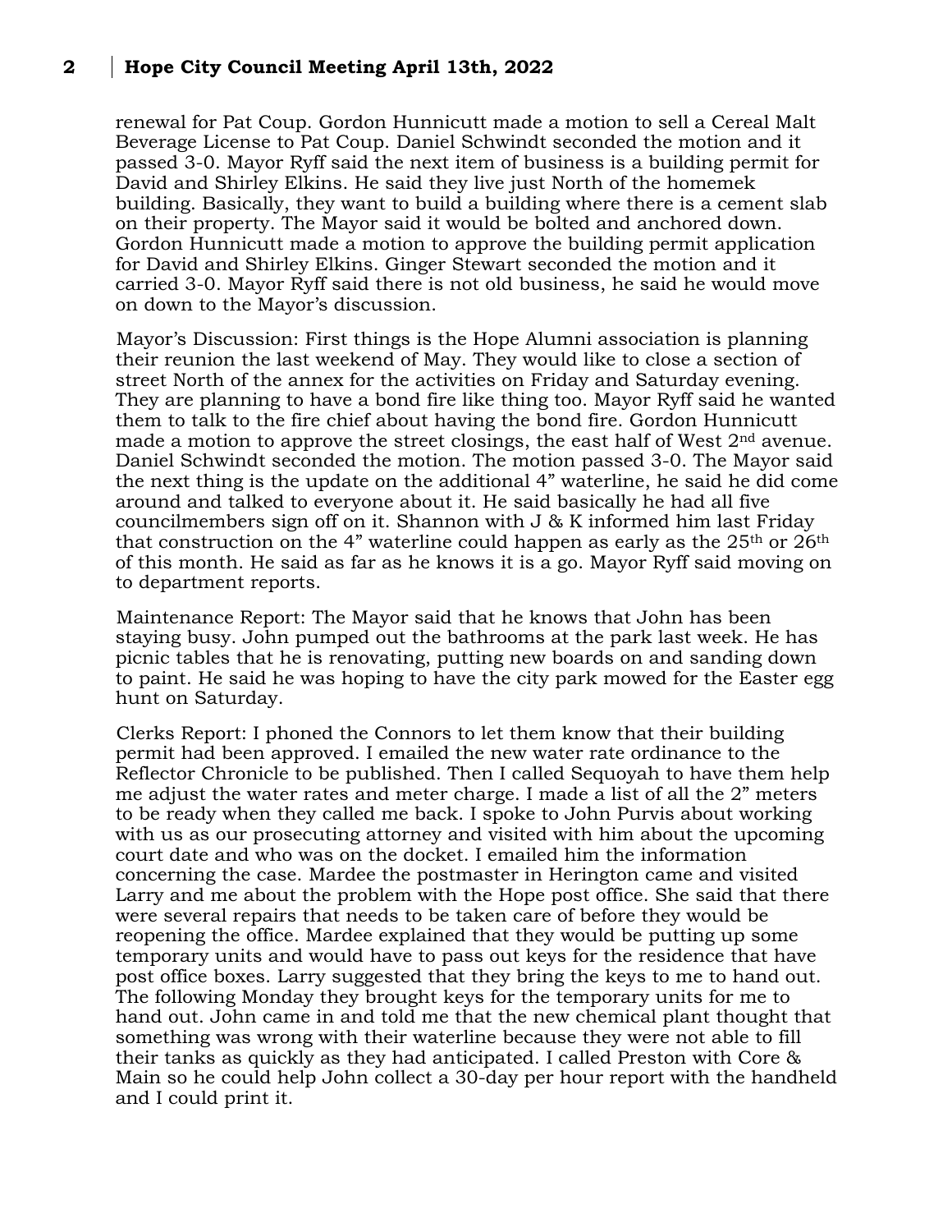renewal for Pat Coup. Gordon Hunnicutt made a motion to sell a Cereal Malt Beverage License to Pat Coup. Daniel Schwindt seconded the motion and it passed 3-0. Mayor Ryff said the next item of business is a building permit for David and Shirley Elkins. He said they live just North of the homemek building. Basically, they want to build a building where there is a cement slab on their property. The Mayor said it would be bolted and anchored down. Gordon Hunnicutt made a motion to approve the building permit application for David and Shirley Elkins. Ginger Stewart seconded the motion and it carried 3-0. Mayor Ryff said there is not old business, he said he would move on down to the Mayor's discussion.

Mayor's Discussion: First things is the Hope Alumni association is planning their reunion the last weekend of May. They would like to close a section of street North of the annex for the activities on Friday and Saturday evening. They are planning to have a bond fire like thing too. Mayor Ryff said he wanted them to talk to the fire chief about having the bond fire. Gordon Hunnicutt made a motion to approve the street closings, the east half of West 2nd avenue. Daniel Schwindt seconded the motion. The motion passed 3-0. The Mayor said the next thing is the update on the additional 4" waterline, he said he did come around and talked to everyone about it. He said basically he had all five councilmembers sign off on it. Shannon with J & K informed him last Friday that construction on the 4" waterline could happen as early as the 25th or 26th of this month. He said as far as he knows it is a go. Mayor Ryff said moving on to department reports.

Maintenance Report: The Mayor said that he knows that John has been staying busy. John pumped out the bathrooms at the park last week. He has picnic tables that he is renovating, putting new boards on and sanding down to paint. He said he was hoping to have the city park mowed for the Easter egg hunt on Saturday.

Clerks Report: I phoned the Connors to let them know that their building permit had been approved. I emailed the new water rate ordinance to the Reflector Chronicle to be published. Then I called Sequoyah to have them help me adjust the water rates and meter charge. I made a list of all the 2" meters to be ready when they called me back. I spoke to John Purvis about working with us as our prosecuting attorney and visited with him about the upcoming court date and who was on the docket. I emailed him the information concerning the case. Mardee the postmaster in Herington came and visited Larry and me about the problem with the Hope post office. She said that there were several repairs that needs to be taken care of before they would be reopening the office. Mardee explained that they would be putting up some temporary units and would have to pass out keys for the residence that have post office boxes. Larry suggested that they bring the keys to me to hand out. The following Monday they brought keys for the temporary units for me to hand out. John came in and told me that the new chemical plant thought that something was wrong with their waterline because they were not able to fill their tanks as quickly as they had anticipated. I called Preston with Core & Main so he could help John collect a 30-day per hour report with the handheld and I could print it.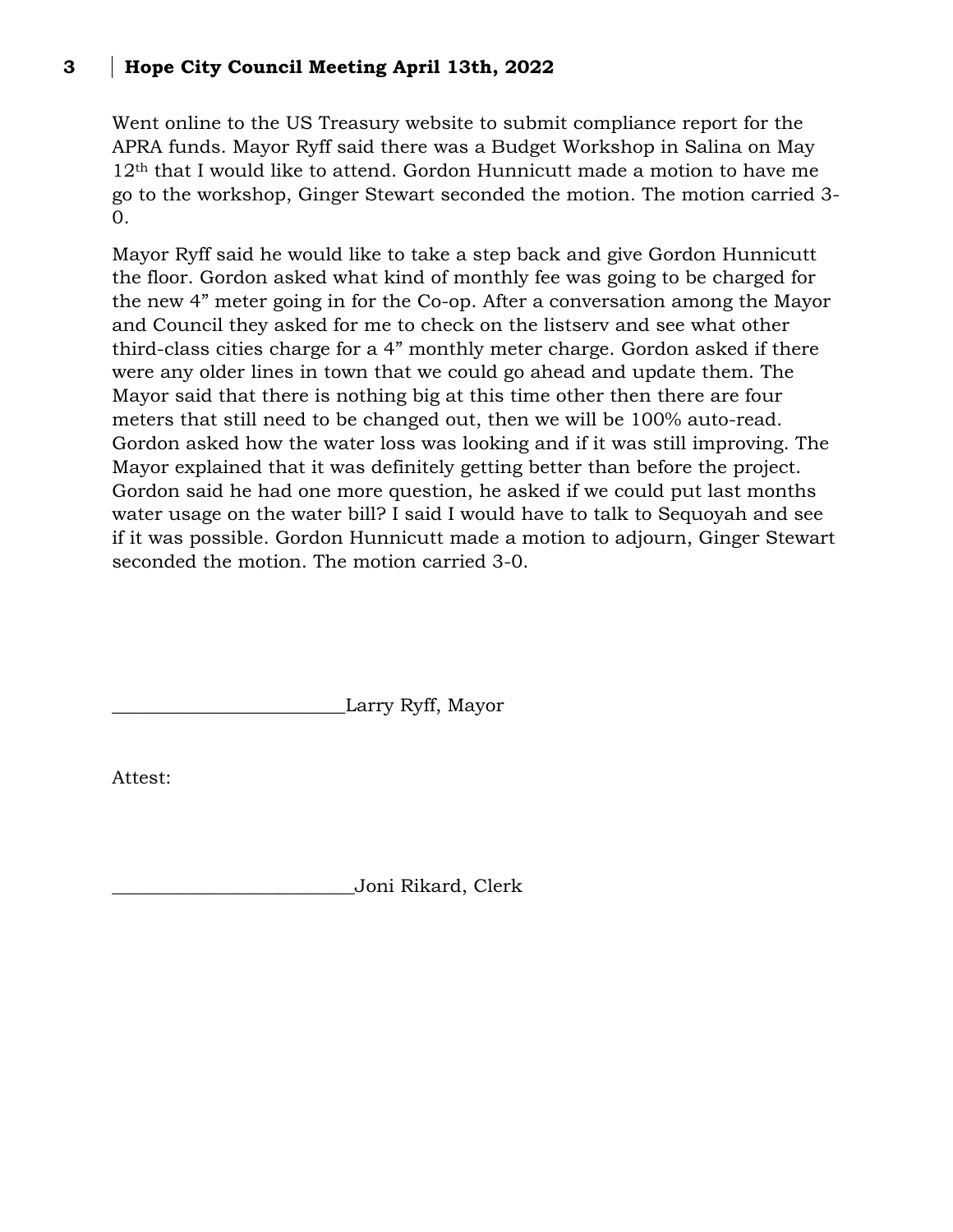Went online to the US Treasury website to submit compliance report for the APRA funds. Mayor Ryff said there was a Budget Workshop in Salina on May 12th that I would like to attend. Gordon Hunnicutt made a motion to have me go to the workshop, Ginger Stewart seconded the motion. The motion carried 3-0.

Mayor Ryff said he would like to take a step back and give Gordon Hunnicutt the floor. Gordon asked what kind of monthly fee was going to be charged for the new 4" meter going in for the Co-op. After a conversation among the Mayor and Council they asked for me to check on the listserv and see what other third-class cities charge for a 4" monthly meter charge. Gordon asked if there were any older lines in town that we could go ahead and update them. The Mayor said that there is nothing big at this time other then there are four meters that still need to be changed out, then we will be 100% auto-read. Gordon asked how the water loss was looking and if it was still improving. The Mayor explained that it was definitely getting better than before the project. Gordon said he had one more question, he asked if we could put last months water usage on the water bill? I said I would have to talk to Sequoyah and see if it was possible. Gordon Hunnicutt made a motion to adjourn, Ginger Stewart seconded the motion. The motion carried 3-0.

_________________________Larry Ryff, Mayor

Attest:

__________________________Joni Rikard, Clerk